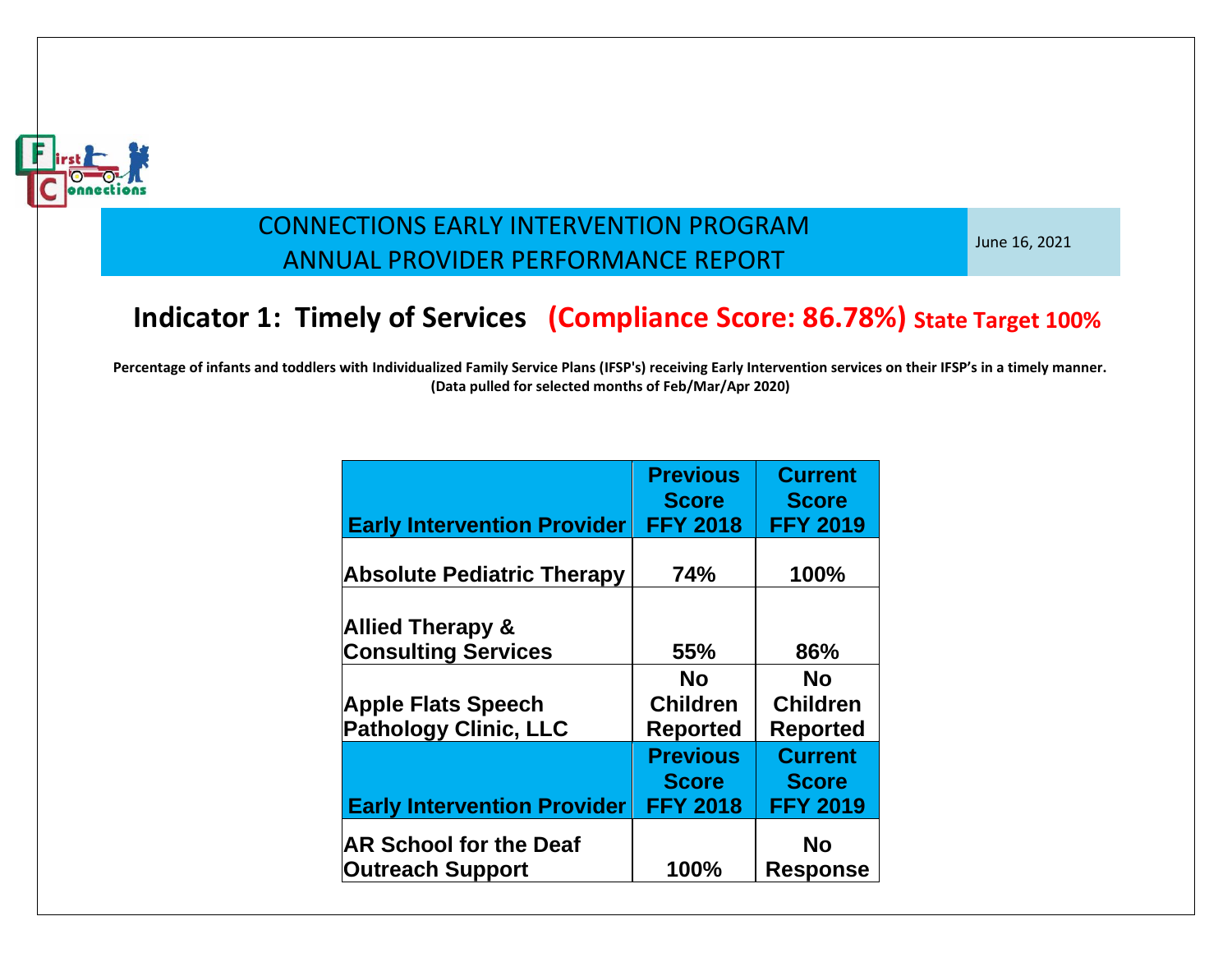# CONNECTIONS EARLY INTERVENTION PROGRAM
# ANNUAL PROVIDER PERFORMANCE REPORT

June 16, 2021

## Indicator 1: Timely of Services (Compliance Score: 86.78%) State Target 100%

**Percentage of infants and toddlers with Individualized Family Service Plans (IFSP's) receiving Early Intervention services on their IFSP's in a timely manner. (Data pulled for selected months of Feb/Mar/Apr 2020)**

| Early Intervention Provider | Previous Score FFY 2018 | Current Score FFY 2019 |
|---|---|---|
| Absolute Pediatric Therapy | 74% | 100% |
| Allied Therapy & Consulting Services | 55% | 86% |
| Apple Flats Speech Pathology Clinic, LLC | No Children Reported | No Children Reported |
| AR School for the Deaf Outreach Support | 100% | No Response |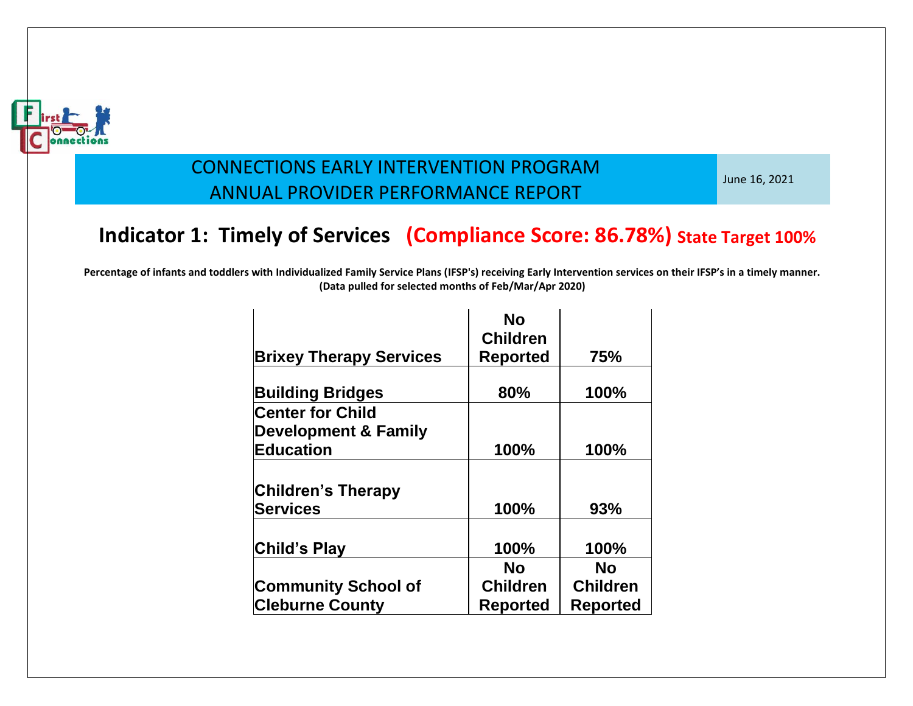CONNECTIONS EARLY INTERVENTION PROGRAM
ANNUAL PROVIDER PERFORMANCE REPORT

June 16, 2021

## Indicator 1: Timely of Services (Compliance Score: 86.78%) State Target 100%

**Percentage of infants and toddlers with Individualized Family Service Plans (IFSP's) receiving Early Intervention services on their IFSP's in a timely manner.**
**(Data pulled for selected months of Feb/Mar/Apr 2020)**

| | | |
|---|---|---|
| Brixey Therapy Services | No Children Reported | 75% |
| Building Bridges | 80% | 100% |
| Center for Child Development & Family Education | 100% | 100% |
| Children's Therapy Services | 100% | 93% |
| Child's Play | 100% | 100% |
| Community School of Cleburne County | No Children Reported | No Children Reported |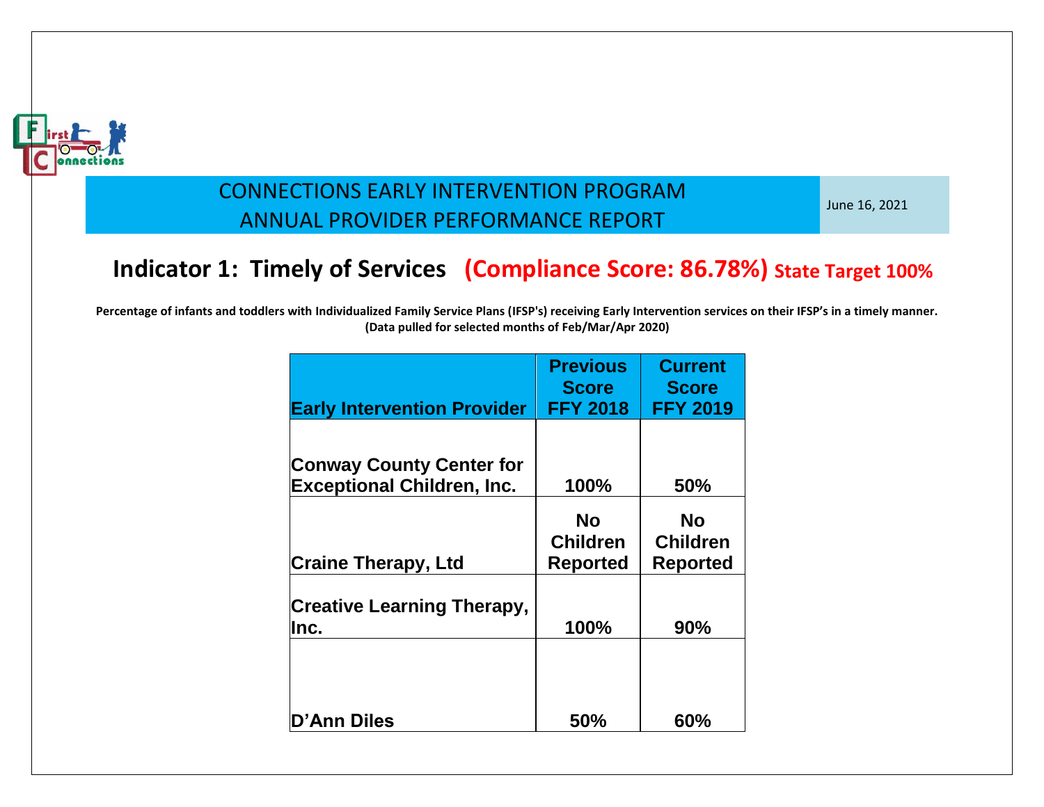CONNECTIONS EARLY INTERVENTION PROGRAM
ANNUAL PROVIDER PERFORMANCE REPORT

June 16, 2021

## Indicator 1: Timely of Services (Compliance Score: 86.78%) State Target 100%

**Percentage of infants and toddlers with Individualized Family Service Plans (IFSP's) receiving Early Intervention services on their IFSP's in a timely manner. (Data pulled for selected months of Feb/Mar/Apr 2020)**

| Early Intervention Provider | Previous Score FFY 2018 | Current Score FFY 2019 |
|---|---|---|
| Conway County Center for Exceptional Children, Inc. | 100% | 50% |
| Craine Therapy, Ltd | No Children Reported | No Children Reported |
| Creative Learning Therapy, Inc. | 100% | 90% |
| D'Ann Diles | 50% | 60% |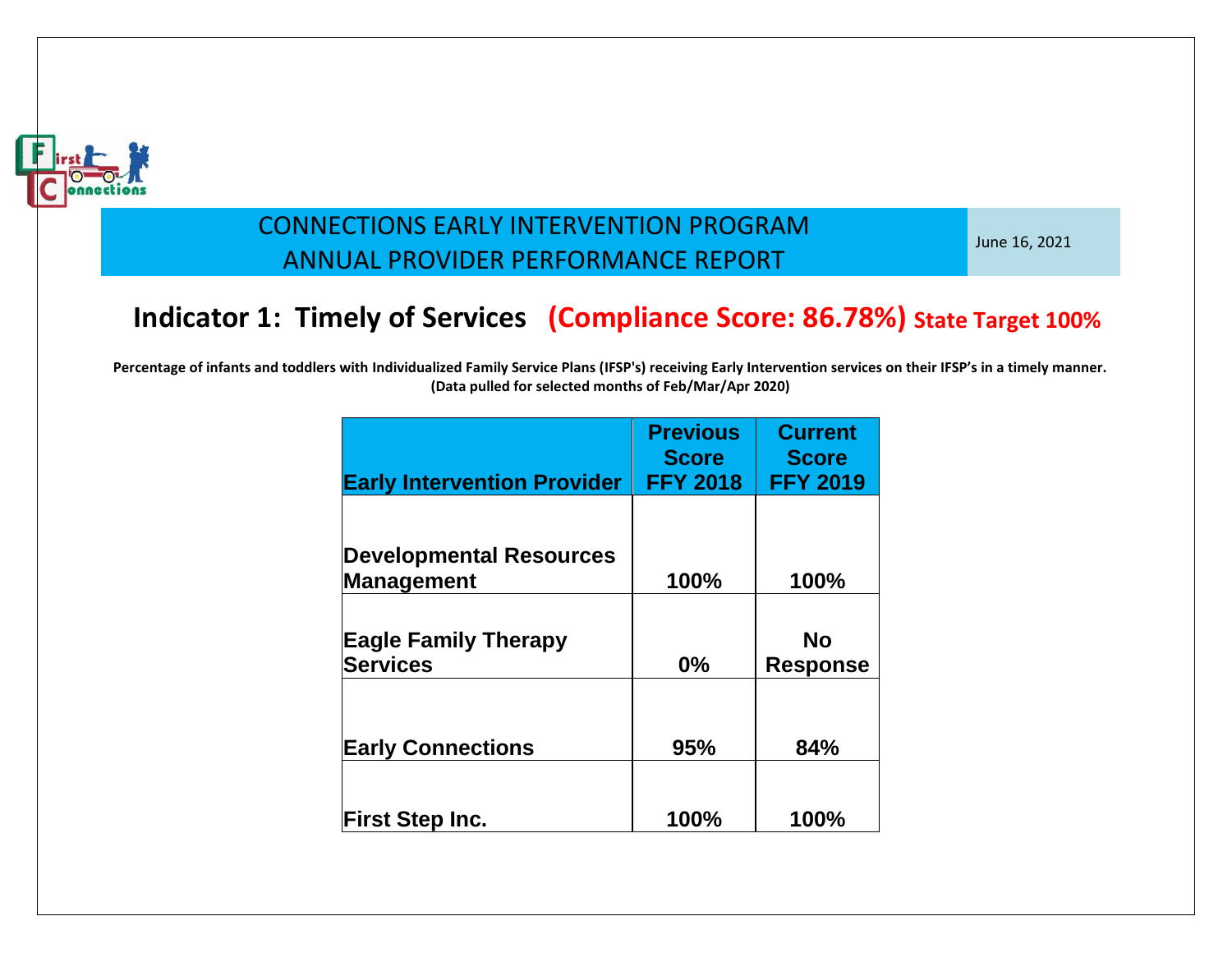CONNECTIONS EARLY INTERVENTION PROGRAM
ANNUAL PROVIDER PERFORMANCE REPORT

June 16, 2021

## Indicator 1: Timely of Services (Compliance Score: 86.78%) State Target 100%

**Percentage of infants and toddlers with Individualized Family Service Plans (IFSP's) receiving Early Intervention services on their IFSP's in a timely manner. (Data pulled for selected months of Feb/Mar/Apr 2020)**

| Early Intervention Provider | Previous Score FFY 2018 | Current Score FFY 2019 |
|---|---|---|
| Developmental Resources Management | 100% | 100% |
| Eagle Family Therapy Services | 0% | No Response |
| Early Connections | 95% | 84% |
| First Step Inc. | 100% | 100% |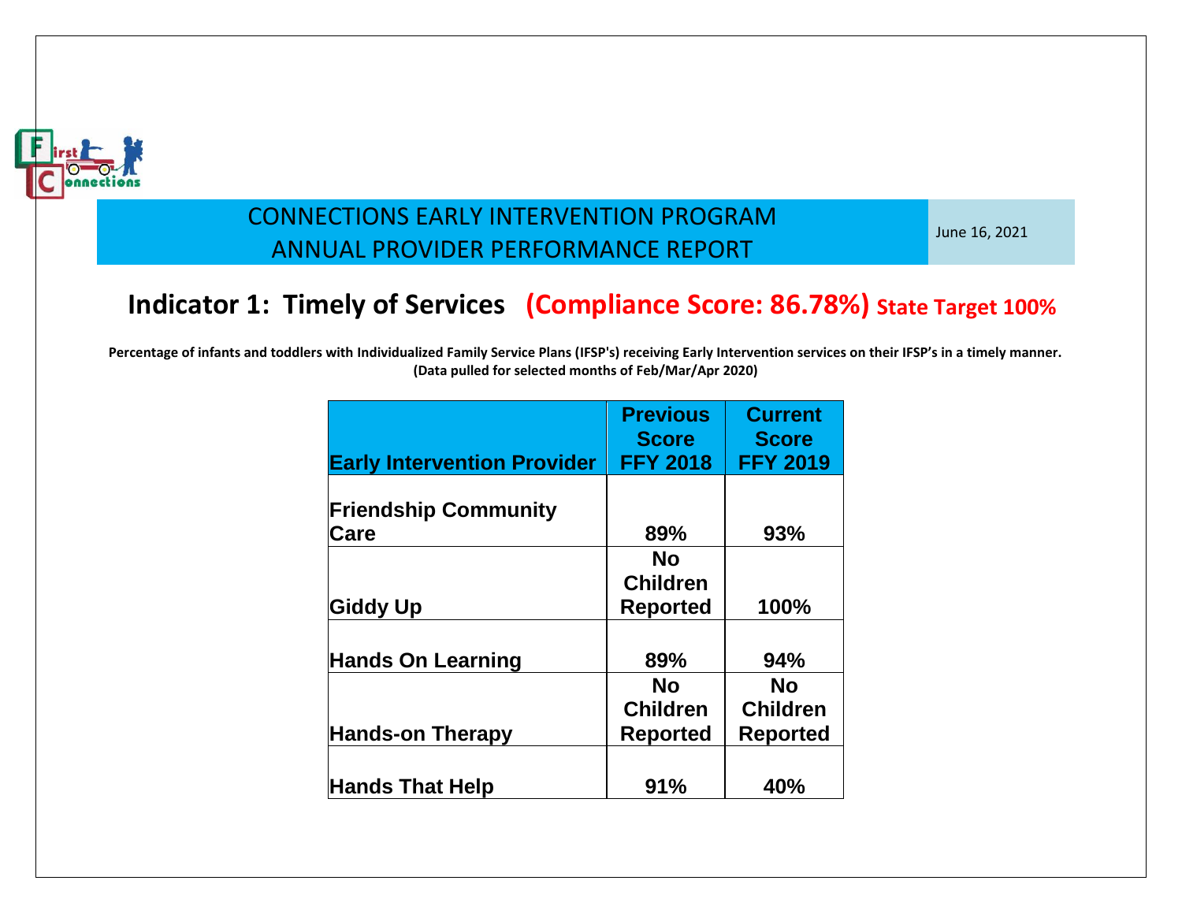CONNECTIONS EARLY INTERVENTION PROGRAM
ANNUAL PROVIDER PERFORMANCE REPORT

June 16, 2021

## Indicator 1: Timely of Services (Compliance Score: 86.78%) State Target 100%

**Percentage of infants and toddlers with Individualized Family Service Plans (IFSP's) receiving Early Intervention services on their IFSP's in a timely manner. (Data pulled for selected months of Feb/Mar/Apr 2020)**

| Early Intervention Provider | Previous Score FFY 2018 | Current Score FFY 2019 |
|---|---|---|
| Friendship Community Care | 89% | 93% |
| Giddy Up | No Children Reported | 100% |
| Hands On Learning | 89% | 94% |
| Hands-on Therapy | No Children Reported | No Children Reported |
| Hands That Help | 91% | 40% |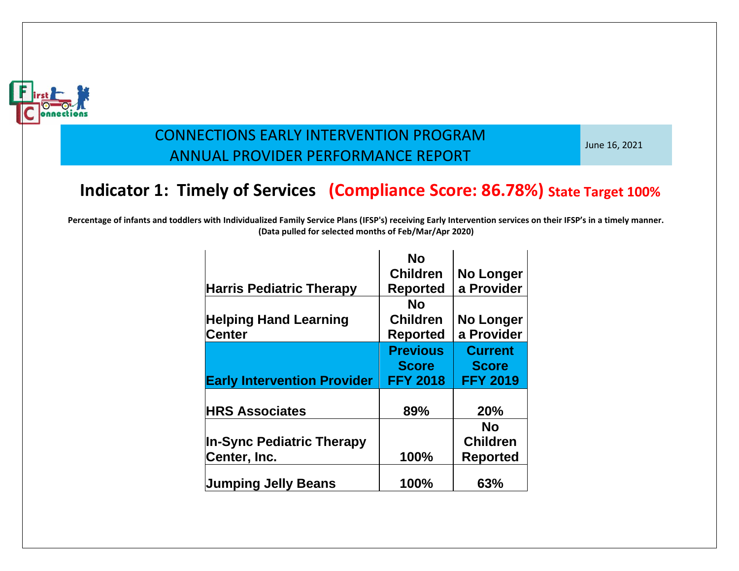CONNECTIONS EARLY INTERVENTION PROGRAM
ANNUAL PROVIDER PERFORMANCE REPORT

June 16, 2021

## Indicator 1: Timely of Services (Compliance Score: 86.78%) State Target 100%

**Percentage of infants and toddlers with Individualized Family Service Plans (IFSP's) receiving Early Intervention services on their IFSP's in a timely manner.**
**(Data pulled for selected months of Feb/Mar/Apr 2020)**

| Early Intervention Provider | Previous Score FFY 2018 | Current Score FFY 2019 |
|---|---|---|
| Harris Pediatric Therapy | No Children Reported | No Longer a Provider |
| Helping Hand Learning Center | No Children Reported | No Longer a Provider |
| HRS Associates | 89% | 20% |
| In-Sync Pediatric Therapy Center, Inc. | 100% | No Children Reported |
| Jumping Jelly Beans | 100% | 63% |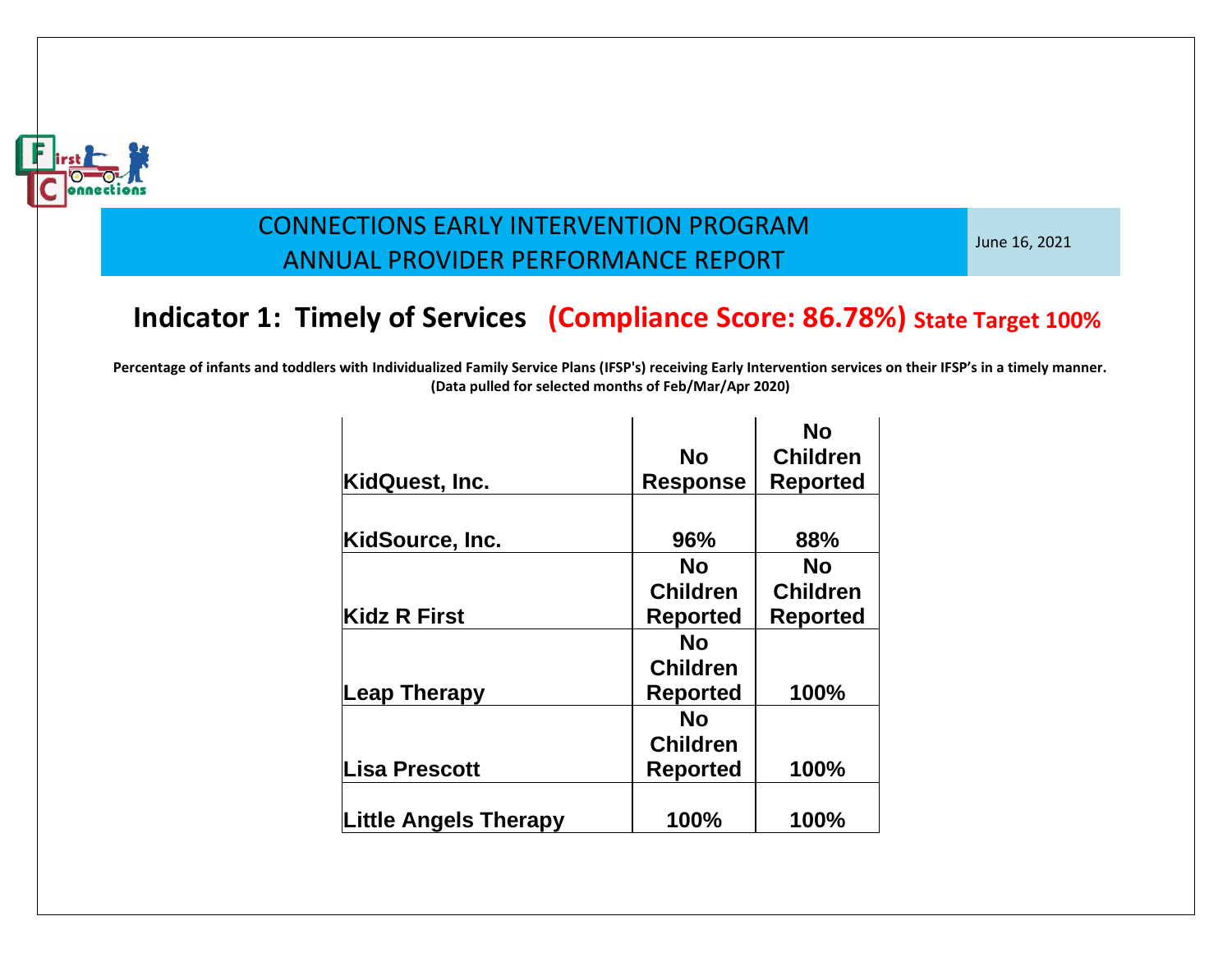CONNECTIONS EARLY INTERVENTION PROGRAM
ANNUAL PROVIDER PERFORMANCE REPORT

June 16, 2021

## Indicator 1: Timely of Services (Compliance Score: 86.78%) State Target 100%

**Percentage of infants and toddlers with Individualized Family Service Plans (IFSP's) receiving Early Intervention services on their IFSP's in a timely manner. (Data pulled for selected months of Feb/Mar/Apr 2020)**

| | | |
|---|---|---|
| KidQuest, Inc. | No Response | No Children Reported |
| KidSource, Inc. | 96% | 88% |
| Kidz R First | No Children Reported | No Children Reported |
| Leap Therapy | No Children Reported | 100% |
| Lisa Prescott | No Children Reported | 100% |
| Little Angels Therapy | 100% | 100% |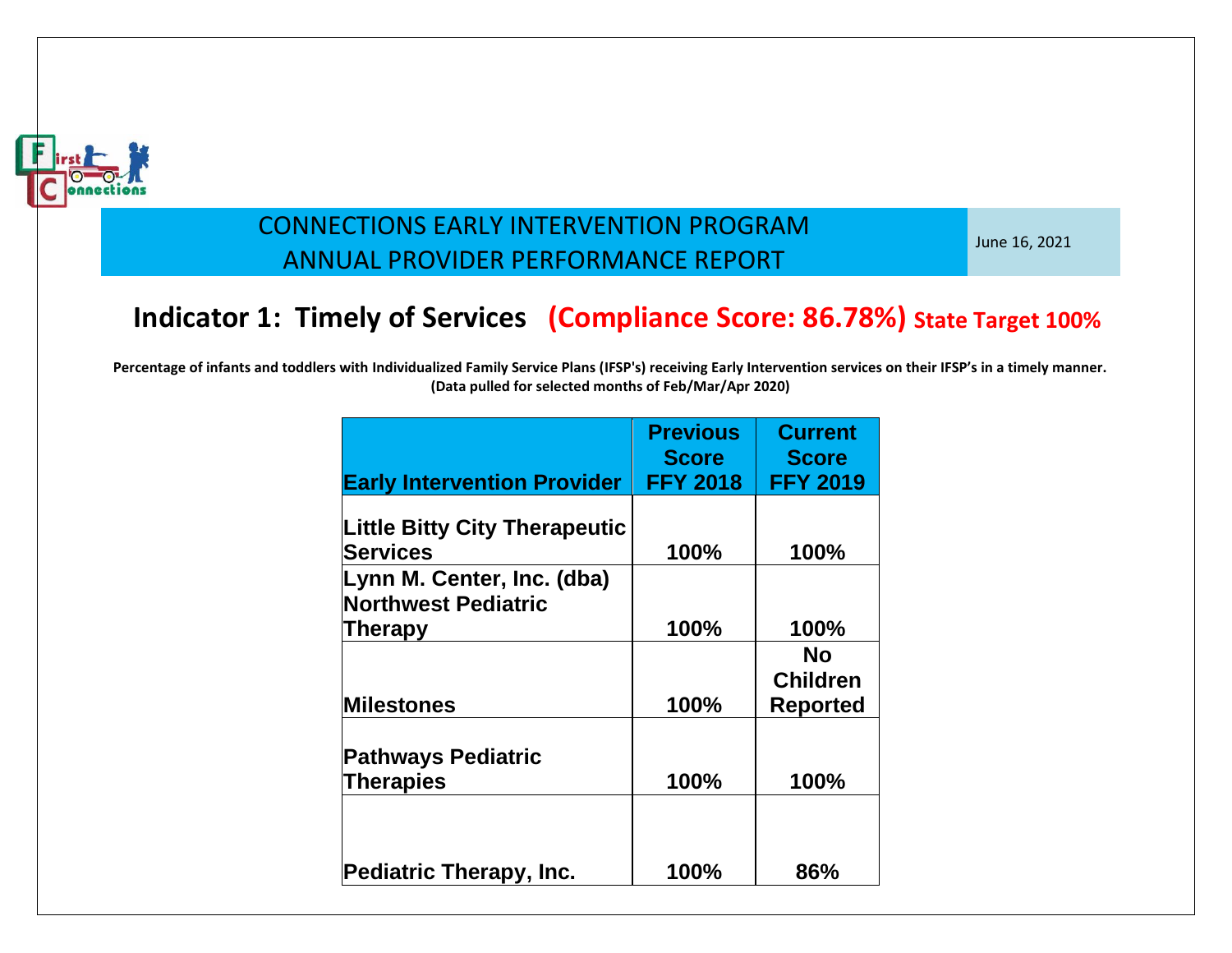# CONNECTIONS EARLY INTERVENTION PROGRAM
# ANNUAL PROVIDER PERFORMANCE REPORT

June 16, 2021

## Indicator 1: Timely of Services (Compliance Score: 86.78%) State Target 100%

**Percentage of infants and toddlers with Individualized Family Service Plans (IFSP's) receiving Early Intervention services on their IFSP's in a timely manner. (Data pulled for selected months of Feb/Mar/Apr 2020)**

| Early Intervention Provider | Previous Score FFY 2018 | Current Score FFY 2019 |
|---|---|---|
| Little Bitty City Therapeutic Services | 100% | 100% |
| Lynn M. Center, Inc. (dba) Northwest Pediatric Therapy | 100% | 100% |
| Milestones | 100% | No Children Reported |
| Pathways Pediatric Therapies | 100% | 100% |
| Pediatric Therapy, Inc. | 100% | 86% |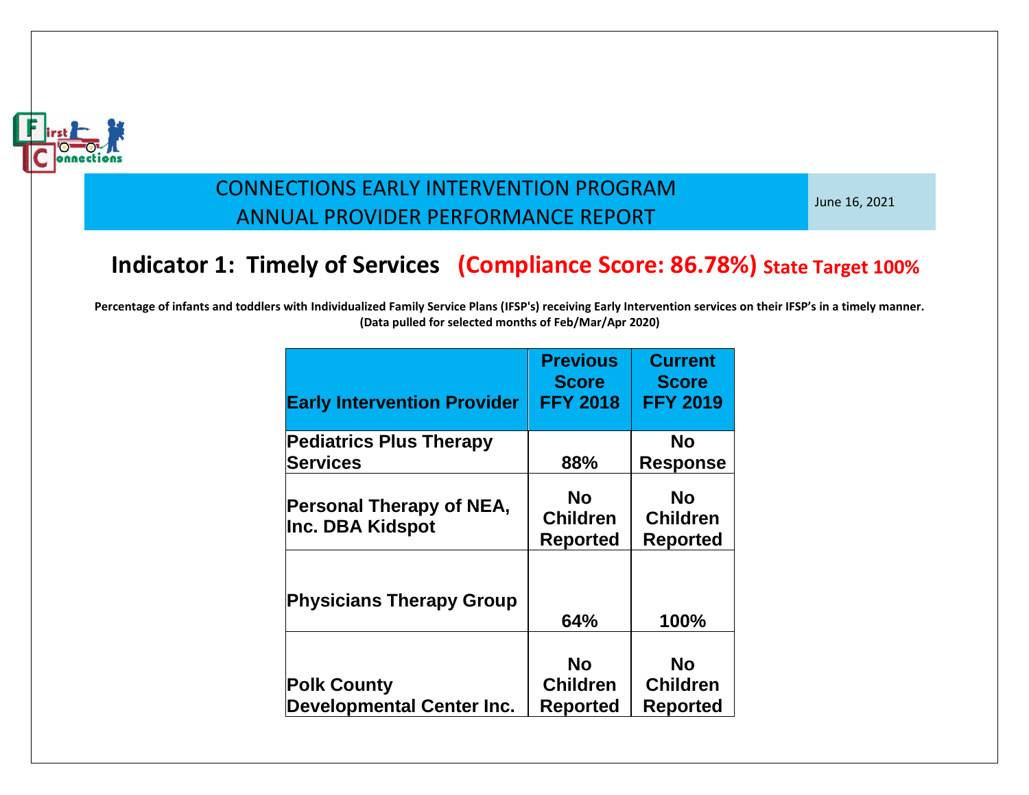CONNECTIONS EARLY INTERVENTION PROGRAM
ANNUAL PROVIDER PERFORMANCE REPORT

June 16, 2021

## Indicator 1: Timely of Services (Compliance Score: 86.78%) State Target 100%

**Percentage of infants and toddlers with Individualized Family Service Plans (IFSP's) receiving Early Intervention services on their IFSP's in a timely manner. (Data pulled for selected months of Feb/Mar/Apr 2020)**

| Early Intervention Provider | Previous Score FFY 2018 | Current Score FFY 2019 |
|---|---|---|
| Pediatrics Plus Therapy Services | 88% | No Response |
| Personal Therapy of NEA, Inc. DBA Kidspot | No Children Reported | No Children Reported |
| Physicians Therapy Group | 64% | 100% |
| Polk County Developmental Center Inc. | No Children Reported | No Children Reported |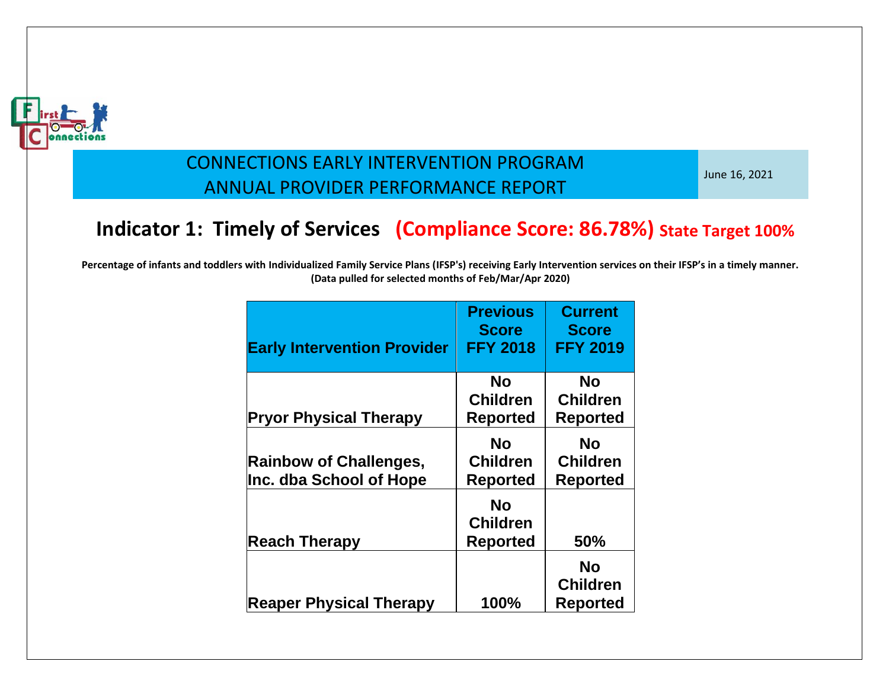CONNECTIONS EARLY INTERVENTION PROGRAM
ANNUAL PROVIDER PERFORMANCE REPORT

June 16, 2021

## Indicator 1: Timely of Services (Compliance Score: 86.78%) State Target 100%

**Percentage of infants and toddlers with Individualized Family Service Plans (IFSP's) receiving Early Intervention services on their IFSP's in a timely manner. (Data pulled for selected months of Feb/Mar/Apr 2020)**

| Early Intervention Provider | Previous Score FFY 2018 | Current Score FFY 2019 |
|---|---|---|
| Pryor Physical Therapy | No Children Reported | No Children Reported |
| Rainbow of Challenges, Inc. dba School of Hope | No Children Reported | No Children Reported |
| Reach Therapy | No Children Reported | 50% |
| Reaper Physical Therapy | 100% | No Children Reported |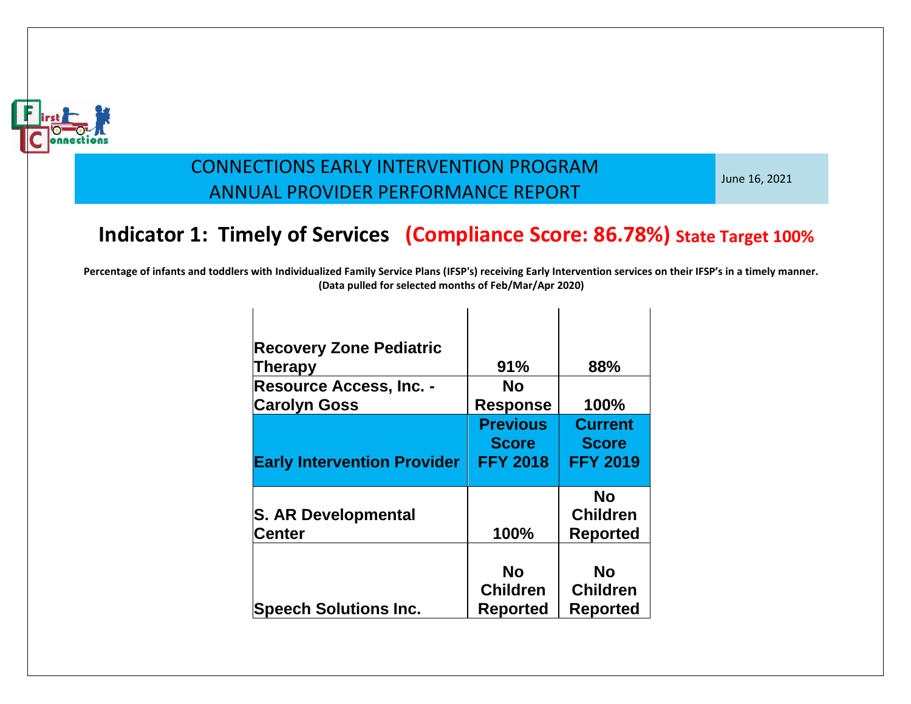CONNECTIONS EARLY INTERVENTION PROGRAM
ANNUAL PROVIDER PERFORMANCE REPORT

June 16, 2021

## Indicator 1: Timely of Services (Compliance Score: 86.78%) State Target 100%

**Percentage of infants and toddlers with Individualized Family Service Plans (IFSP's) receiving Early Intervention services on their IFSP's in a timely manner. (Data pulled for selected months of Feb/Mar/Apr 2020)**

| Early Intervention Provider | Previous Score FFY 2018 | Current Score FFY 2019 |
|---|---|---|
| Recovery Zone Pediatric Therapy | 91% | 88% |
| Resource Access, Inc. - Carolyn Goss | No Response | 100% |
| S. AR Developmental Center | 100% | No Children Reported |
| Speech Solutions Inc. | No Children Reported | No Children Reported |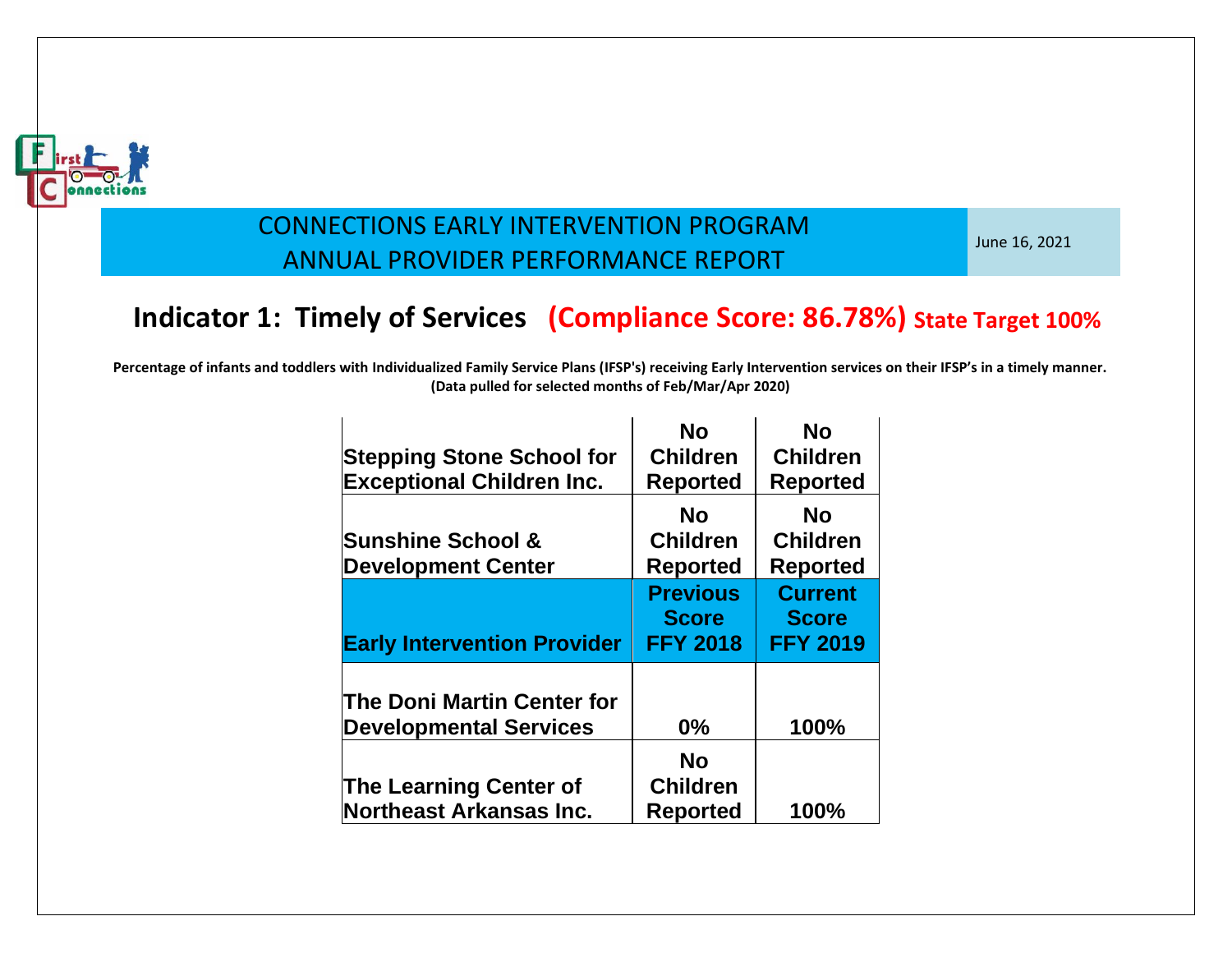CONNECTIONS EARLY INTERVENTION PROGRAM
ANNUAL PROVIDER PERFORMANCE REPORT

June 16, 2021

## Indicator 1: Timely of Services (Compliance Score: 86.78%) State Target 100%

**Percentage of infants and toddlers with Individualized Family Service Plans (IFSP's) receiving Early Intervention services on their IFSP's in a timely manner. (Data pulled for selected months of Feb/Mar/Apr 2020)**

| Early Intervention Provider | Previous Score FFY 2018 | Current Score FFY 2019 |
|---|---|---|
| Stepping Stone School for Exceptional Children Inc. | No Children Reported | No Children Reported |
| Sunshine School & Development Center | No Children Reported | No Children Reported |
| The Doni Martin Center for Developmental Services | 0% | 100% |
| The Learning Center of Northeast Arkansas Inc. | No Children Reported | 100% |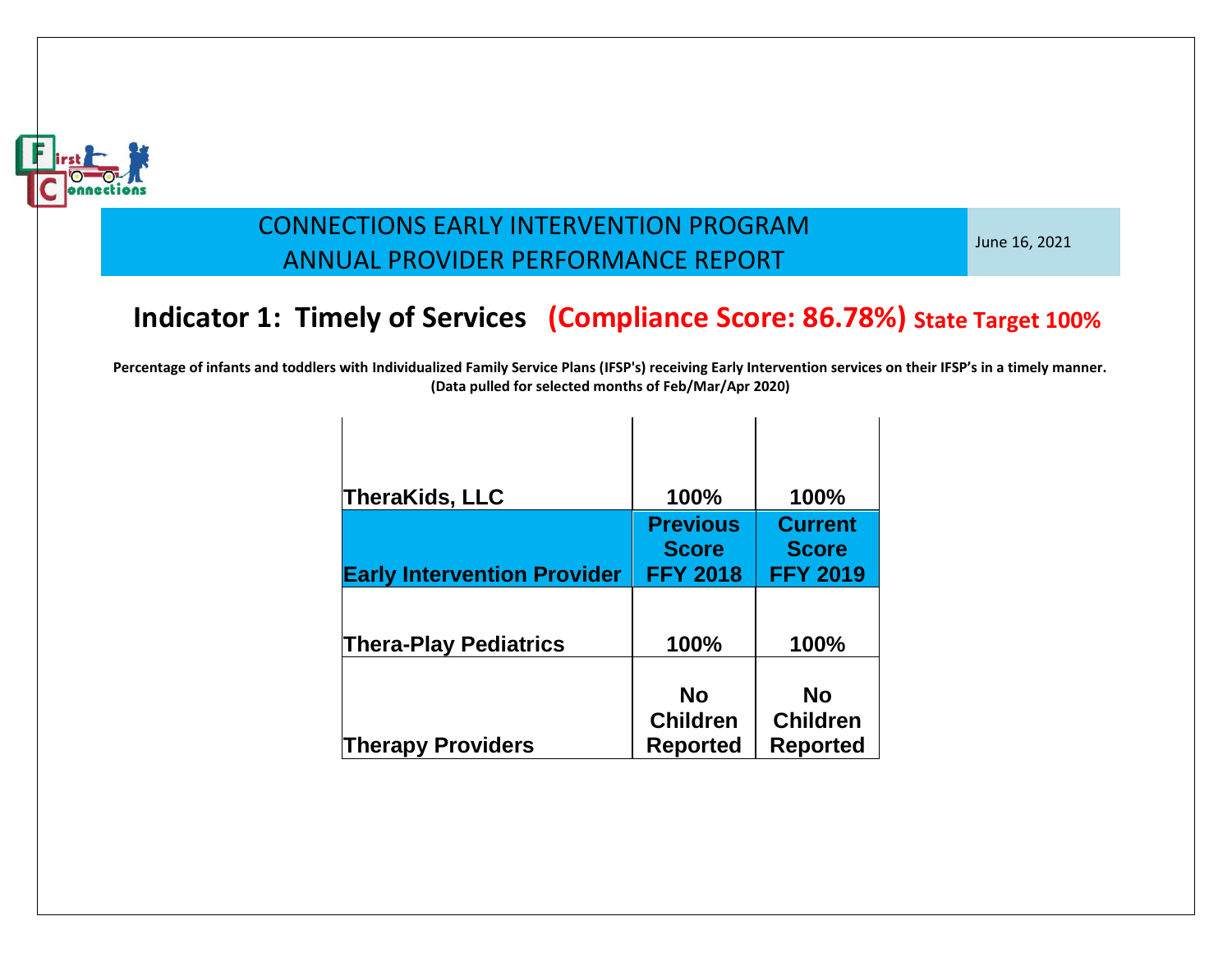CONNECTIONS EARLY INTERVENTION PROGRAM
ANNUAL PROVIDER PERFORMANCE REPORT

June 16, 2021

## Indicator 1: Timely of Services (Compliance Score: 86.78%) State Target 100%

**Percentage of infants and toddlers with Individualized Family Service Plans (IFSP's) receiving Early Intervention services on their IFSP's in a timely manner. (Data pulled for selected months of Feb/Mar/Apr 2020)**

| Early Intervention Provider | Previous Score FFY 2018 | Current Score FFY 2019 |
|---|---|---|
| TheraKids, LLC | 100% | 100% |
| Thera-Play Pediatrics | 100% | 100% |
| Therapy Providers | No Children Reported | No Children Reported |